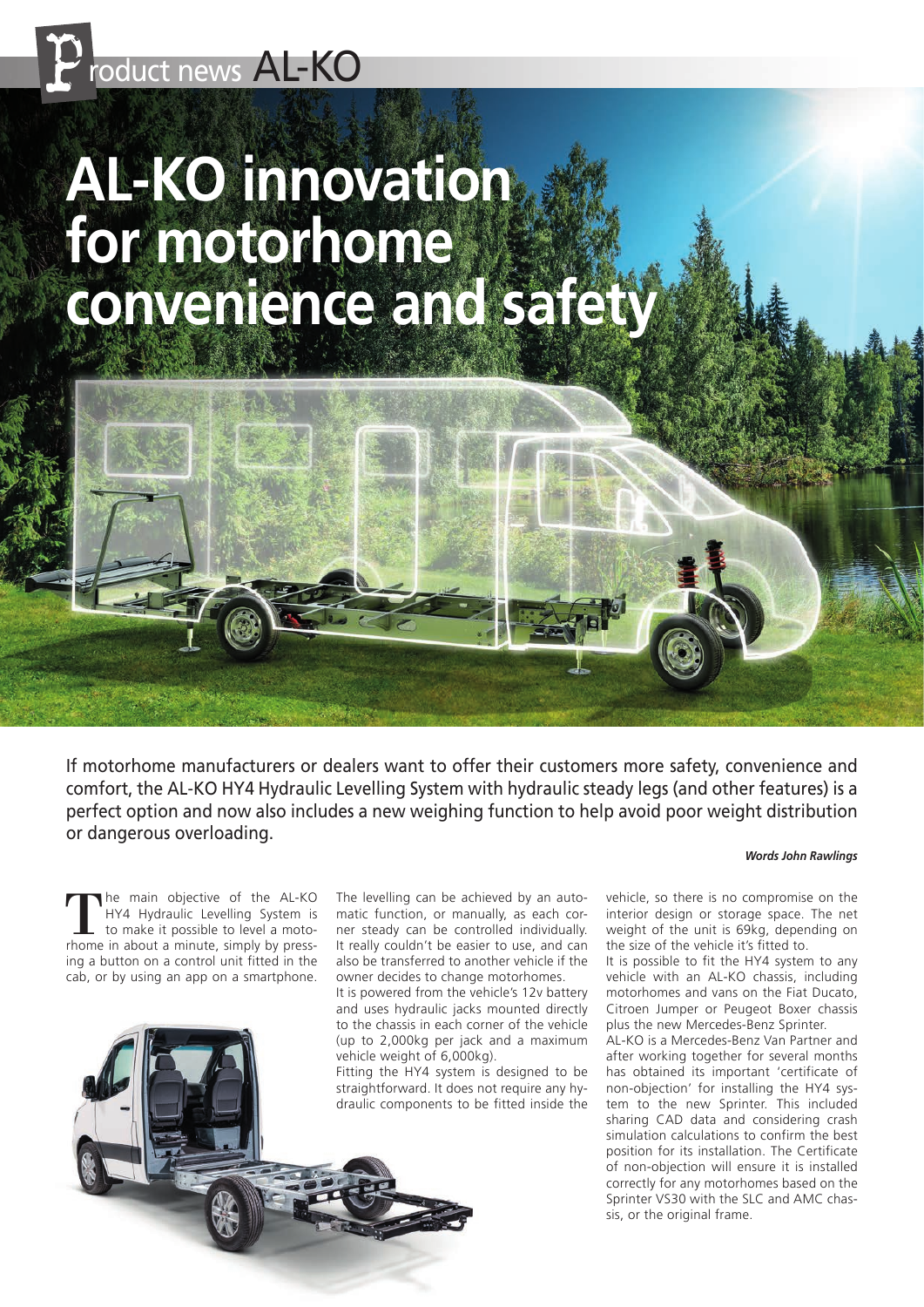# AL-KO innovation for motorhome convenience and safety

If motorhome manufacturers or dealers want to offer their customers more safety, convenience and comfort, the AL-KO HY4 Hydraulic Levelling System with hydraulic steady legs (and other features) is a perfect option and now also includes a new weighing function to help avoid poor weight distribution or dangerous overloading.

***Words John Rawlings***

The main objective of the AL-KO HY4 Hydraulic Levelling System is to make it possible to level a motorhome in about a minute, simply by pressing a button on a control unit fitted in the cab, or by using an app on a smartphone.

The levelling can be achieved by an automatic function, or manually, as each corner steady can be controlled individually. It really couldn't be easier to use, and can also be transferred to another vehicle if the owner decides to change motorhomes.

It is powered from the vehicle's 12v battery and uses hydraulic jacks mounted directly to the chassis in each corner of the vehicle (up to 2,000kg per jack and a maximum vehicle weight of 6,000kg).

Fitting the HY4 system is designed to be straightforward. It does not require any hydraulic components to be fitted inside the vehicle, so there is no compromise on the interior design or storage space. The net weight of the unit is 69kg, depending on the size of the vehicle it's fitted to.

It is possible to fit the HY4 system to any vehicle with an AL-KO chassis, including motorhomes and vans on the Fiat Ducato, Citroen Jumper or Peugeot Boxer chassis plus the new Mercedes-Benz Sprinter.

AL-KO is a Mercedes-Benz Van Partner and after working together for several months has obtained its important 'certificate of non-objection' for installing the HY4 system to the new Sprinter. This included sharing CAD data and considering crash simulation calculations to confirm the best position for its installation. The Certificate of non-objection will ensure it is installed correctly for any motorhomes based on the Sprinter VS30 with the SLC and AMC chassis, or the original frame.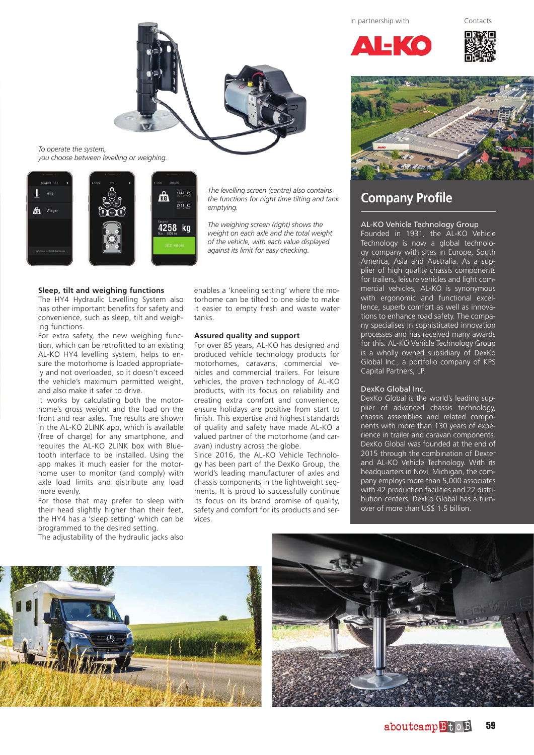*To operate the system, you choose between levelling or weighing.*

*The levelling screen (centre) also contains the functions for night time tilting and tank emptying.*

*The weighing screen (right) shows the weight on each axle and the total weight of the vehicle, with each value displayed against its limit for easy checking.*

**Sleep, tilt and weighing functions**

The HY4 Hydraulic Levelling System also has other important benefits for safety and convenience, such as sleep, tilt and weighing functions.

For extra safety, the new weighing function, which can be retrofitted to an existing AL-KO HY4 levelling system, helps to ensure the motorhome is loaded appropriately and not overloaded, so it doesn't exceed the vehicle's maximum permitted weight, and also make it safer to drive.

It works by calculating both the motorhome's gross weight and the load on the front and rear axles. The results are shown in the AL-KO 2LINK app, which is available (free of charge) for any smartphone, and requires the AL-KO 2LINK box with Bluetooth interface to be installed. Using the app makes it much easier for the motorhome user to monitor (and comply) with axle load limits and distribute any load more evenly.

For those that may prefer to sleep with their head slightly higher than their feet, the HY4 has a 'sleep setting' which can be programmed to the desired setting.

The adjustability of the hydraulic jacks also enables a 'kneeling setting' where the motorhome can be tilted to one side to make it easier to empty fresh and waste water tanks.

**Assured quality and support**

For over 85 years, AL-KO has designed and produced vehicle technology products for motorhomes, caravans, commercial vehicles and commercial trailers. For leisure vehicles, the proven technology of AL-KO products, with its focus on reliability and creating extra comfort and convenience, ensure holidays are positive from start to finish. This expertise and highest standards of quality and safety have made AL-KO a valued partner of the motorhome (and caravan) industry across the globe.

Since 2016, the AL-KO Vehicle Technology has been part of the DexKo Group, the world's leading manufacturer of axles and chassis components in the lightweight segments. It is proud to successfully continue its focus on its brand promise of quality, safety and comfort for its products and services.

In partnership with

Contacts

## Company Profile

**AL-KO Vehicle Technology Group**

Founded in 1931, the AL-KO Vehicle Technology is now a global technology company with sites in Europe, South America, Asia and Australia. As a supplier of high quality chassis components for trailers, leisure vehicles and light commercial vehicles, AL-KO is synonymous with ergonomic and functional excellence, superb comfort as well as innovations to enhance road safety. The company specialises in sophisticated innovation processes and has received many awards for this. AL-KO Vehicle Technology Group is a wholly owned subsidiary of DexKo Global Inc., a portfolio company of KPS Capital Partners, LP.

**DexKo Global Inc.**

DexKo Global is the world's leading supplier of advanced chassis technology, chassis assemblies and related components with more than 130 years of experience in trailer and caravan components. DexKo Global was founded at the end of 2015 through the combination of Dexter and AL-KO Vehicle Technology. With its headquarters in Novi, Michigan, the company employs more than 5,000 associates with 42 production facilities and 22 distribution centers. DexKo Global has a turnover of more than US$ 1.5 billion.